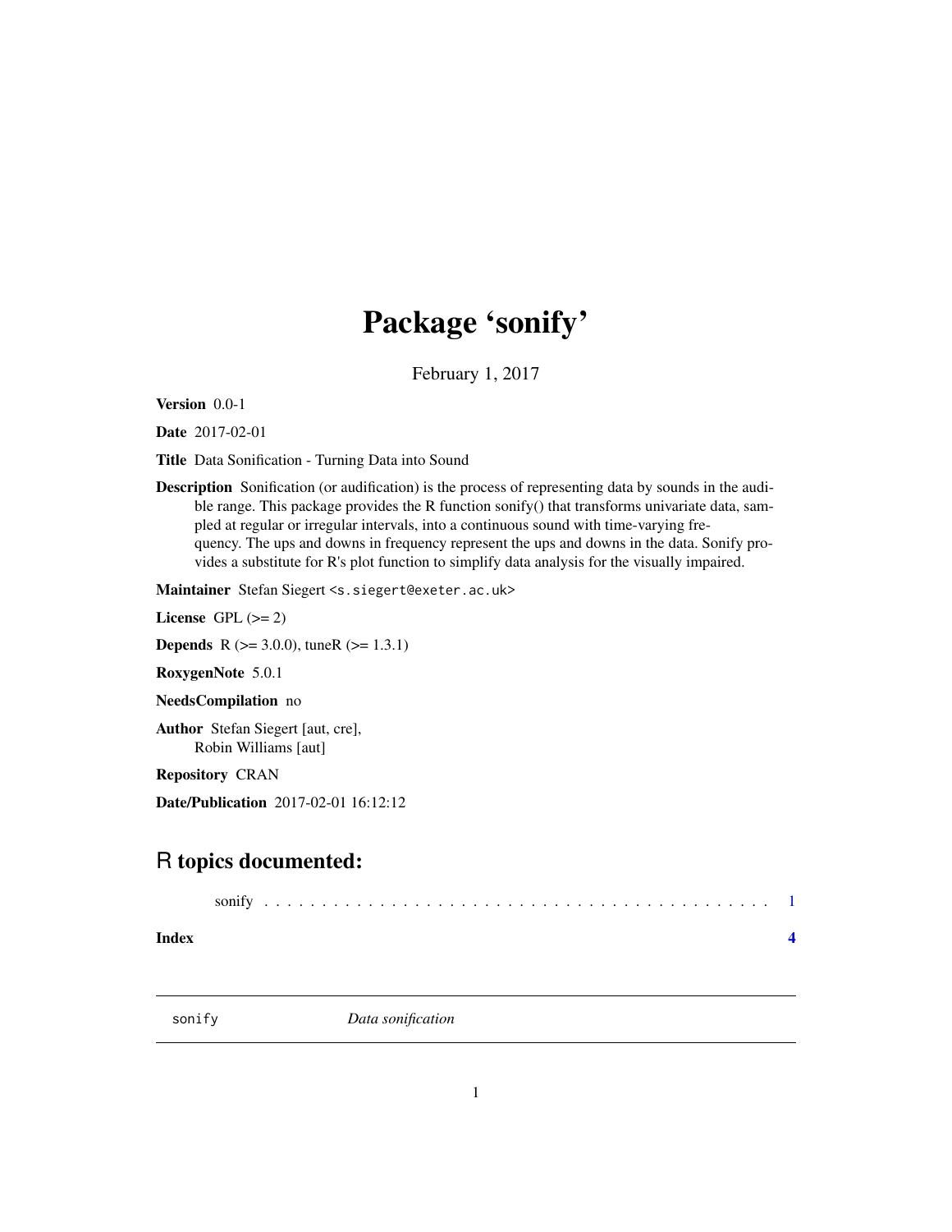# Package 'sonify'

February 1, 2017

**Version** 0.0-1

**Date** 2017-02-01

**Title** Data Sonification - Turning Data into Sound

**Description** Sonification (or audification) is the process of representing data by sounds in the audible range. This package provides the R function sonify() that transforms univariate data, sampled at regular or irregular intervals, into a continuous sound with time-varying frequency. The ups and downs in frequency represent the ups and downs in the data. Sonify provides a substitute for R's plot function to simplify data analysis for the visually impaired.

**Maintainer** Stefan Siegert <s.siegert@exeter.ac.uk>

**License** GPL (>= 2)

**Depends** R (>= 3.0.0), tuneR (>= 1.3.1)

**RoxygenNote** 5.0.1

**NeedsCompilation** no

**Author** Stefan Siegert [aut, cre],
Robin Williams [aut]

**Repository** CRAN

**Date/Publication** 2017-02-01 16:12:12

## R topics documented:

sonify . . . . . . . . . . . . . . . . . . . . . . . . . . . . . . . . . . . . . . . . . . . 1

**Index** **4**

---

sonify *Data sonification*

---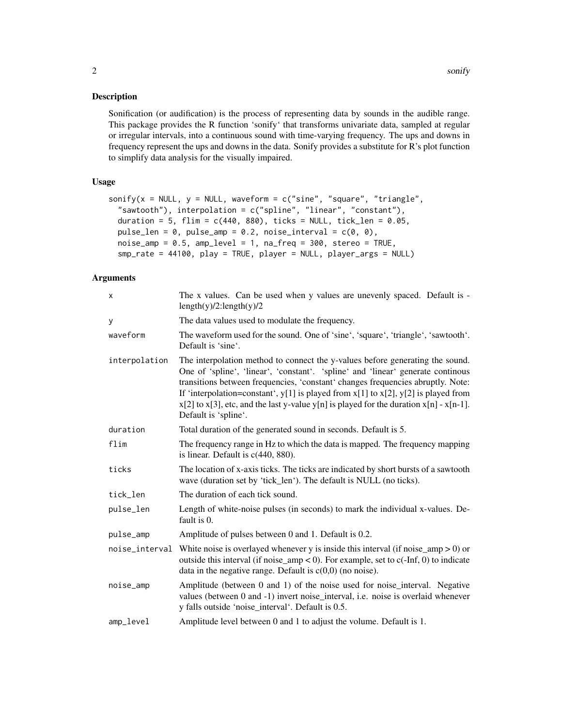## Description

Sonification (or audification) is the process of representing data by sounds in the audible range. This package provides the R function 'sonify' that transforms univariate data, sampled at regular or irregular intervals, into a continuous sound with time-varying frequency. The ups and downs in frequency represent the ups and downs in the data. Sonify provides a substitute for R's plot function to simplify data analysis for the visually impaired.

## Usage

```
sonify(x = NULL, y = NULL, waveform = c("sine", "square", "triangle",
  "sawtooth"), interpolation = c("spline", "linear", "constant"),
  duration = 5, flim = c(440, 880), ticks = NULL, tick_len = 0.05,
  pulse_len = 0, pulse_amp = 0.2, noise_interval = c(0, 0),
  noise_amp = 0.5, amp_level = 1, na_freq = 300, stereo = TRUE,
  smp_rate = 44100, play = TRUE, player = NULL, player_args = NULL)
```

## Arguments

| | |
|---|---|
| x | The x values. Can be used when y values are unevenly spaced. Default is -length(y)/2:length(y)/2 |
| y | The data values used to modulate the frequency. |
| waveform | The waveform used for the sound. One of 'sine', 'square', 'triangle', 'sawtooth'. Default is 'sine'. |
| interpolation | The interpolation method to connect the y-values before generating the sound. One of 'spline', 'linear', 'constant'. 'spline' and 'linear' generate continous transitions between frequencies, 'constant' changes frequencies abruptly. Note: If 'interpolation=constant', y[1] is played from x[1] to x[2], y[2] is played from x[2] to x[3], etc, and the last y-value y[n] is played for the duration x[n] - x[n-1]. Default is 'spline'. |
| duration | Total duration of the generated sound in seconds. Default is 5. |
| flim | The frequency range in Hz to which the data is mapped. The frequency mapping is linear. Default is c(440, 880). |
| ticks | The location of x-axis ticks. The ticks are indicated by short bursts of a sawtooth wave (duration set by 'tick_len'). The default is NULL (no ticks). |
| tick_len | The duration of each tick sound. |
| pulse_len | Length of white-noise pulses (in seconds) to mark the individual x-values. Default is 0. |
| pulse_amp | Amplitude of pulses between 0 and 1. Default is 0.2. |
| noise_interval | White noise is overlayed whenever y is inside this interval (if noise_amp > 0) or outside this interval (if noise_amp < 0). For example, set to c(-Inf, 0) to indicate data in the negative range. Default is c(0,0) (no noise). |
| noise_amp | Amplitude (between 0 and 1) of the noise used for noise_interval. Negative values (between 0 and -1) invert noise_interval, i.e. noise is overlaid whenever y falls outside 'noise_interval'. Default is 0.5. |
| amp_level | Amplitude level between 0 and 1 to adjust the volume. Default is 1. |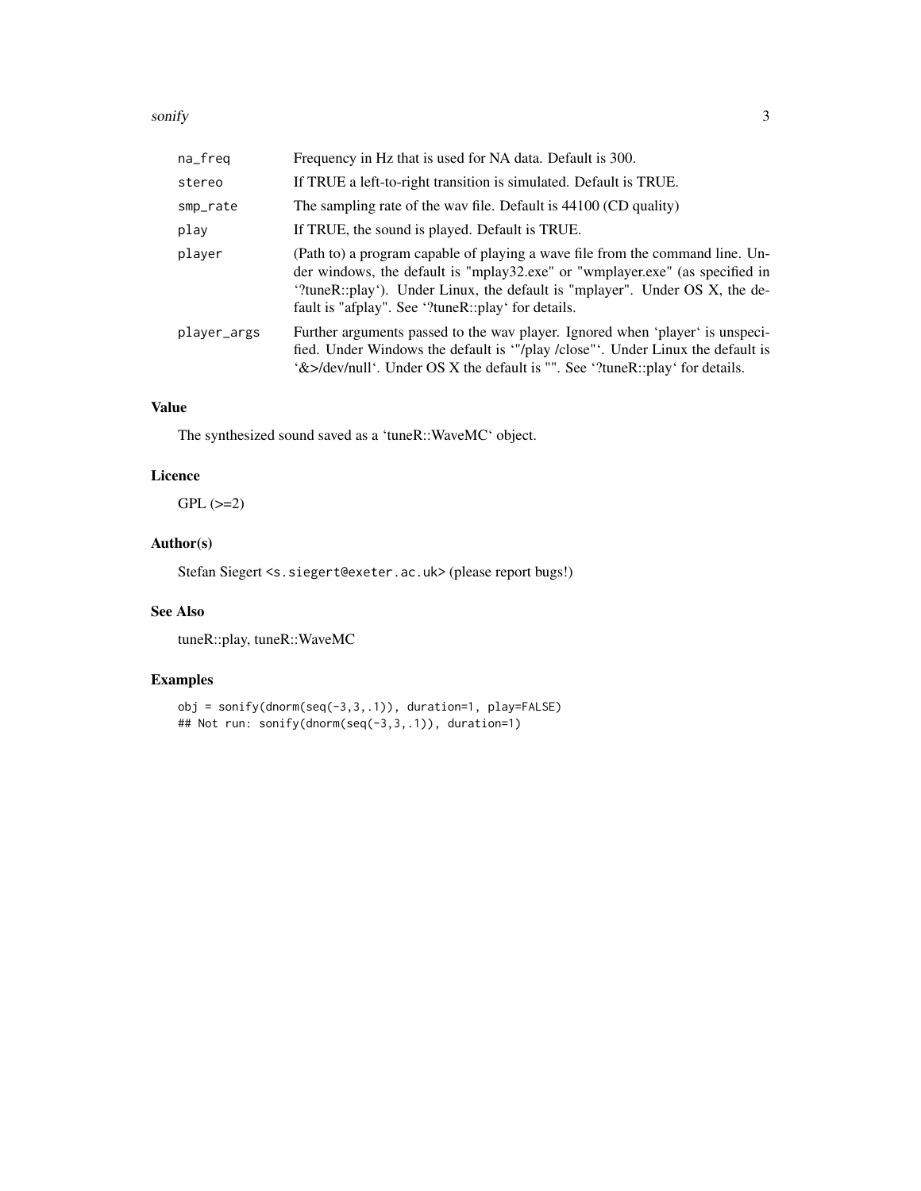| | |
|---|---|
| `na_freq` | Frequency in Hz that is used for NA data. Default is 300. |
| `stereo` | If TRUE a left-to-right transition is simulated. Default is TRUE. |
| `smp_rate` | The sampling rate of the wav file. Default is 44100 (CD quality) |
| `play` | If TRUE, the sound is played. Default is TRUE. |
| `player` | (Path to) a program capable of playing a wave file from the command line. Under windows, the default is "mplay32.exe" or "wmplayer.exe" (as specified in '?tuneR::play'). Under Linux, the default is "mplayer". Under OS X, the default is "afplay". See '?tuneR::play' for details. |
| `player_args` | Further arguments passed to the wav player. Ignored when 'player' is unspecified. Under Windows the default is '"/play /close"'. Under Linux the default is '&>/dev/null'. Under OS X the default is "". See '?tuneR::play' for details. |

## Value

The synthesized sound saved as a 'tuneR::WaveMC' object.

## Licence

GPL (>=2)

## Author(s)

Stefan Siegert <s.siegert@exeter.ac.uk> (please report bugs!)

## See Also

tuneR::play, tuneR::WaveMC

## Examples

```
obj = sonify(dnorm(seq(-3,3,.1)), duration=1, play=FALSE)
## Not run: sonify(dnorm(seq(-3,3,.1)), duration=1)
```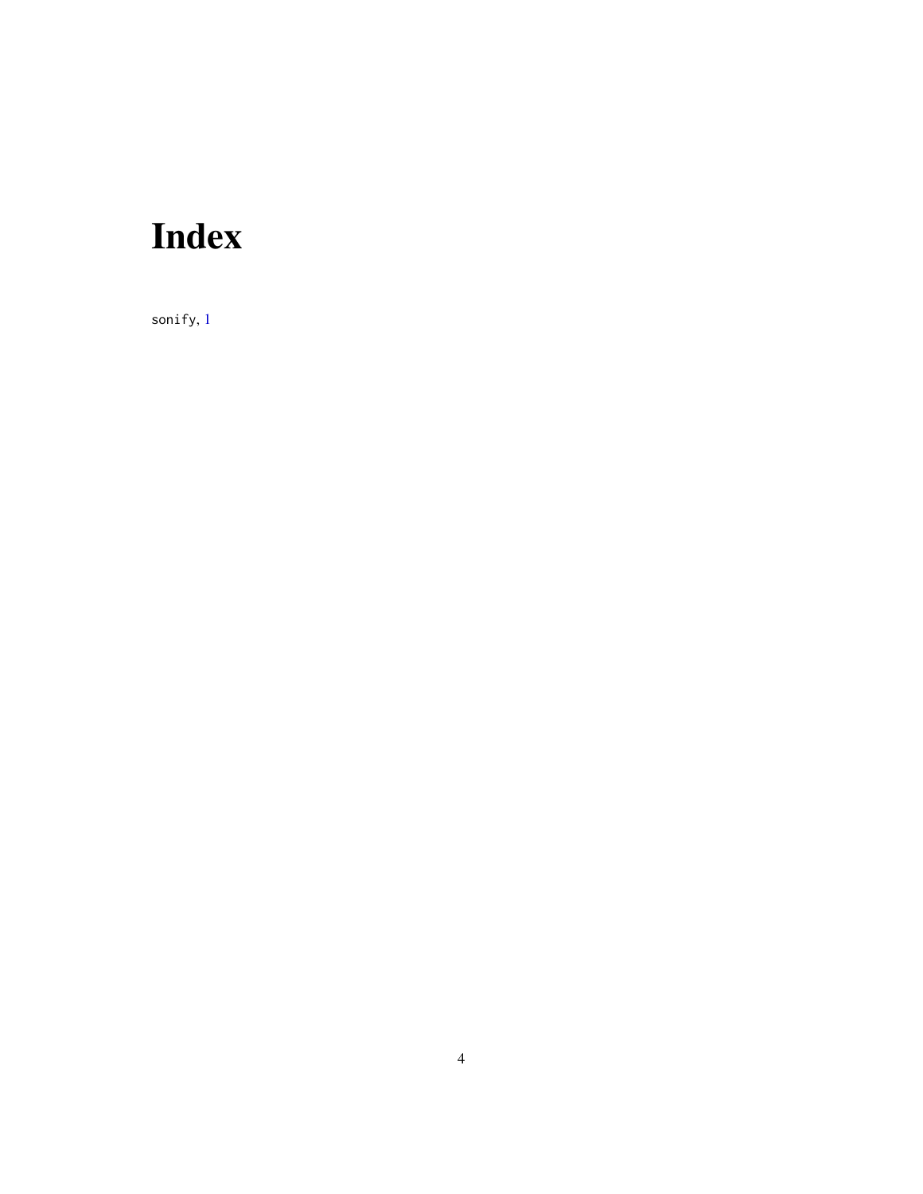# Index

`sonify`, 1